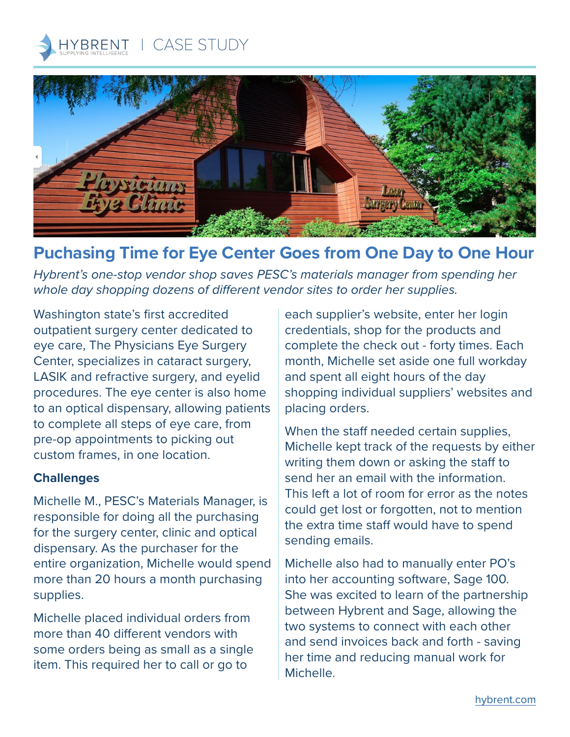HYBRENT | CASE STUDY

# Puchasing Time for Eye Center Goes from One Day to One Hour

*Hybrent's one-stop vendor shop saves PESC's materials manager from spending her whole day shopping dozens of different vendor sites to order her supplies.*

Washington state's first accredited outpatient surgery center dedicated to eye care, The Physicians Eye Surgery Center, specializes in cataract surgery, LASIK and refractive surgery, and eyelid procedures. The eye center is also home to an optical dispensary, allowing patients to complete all steps of eye care, from pre-op appointments to picking out custom frames, in one location.

### Challenges

Michelle M., PESC's Materials Manager, is responsible for doing all the purchasing for the surgery center, clinic and optical dispensary. As the purchaser for the entire organization, Michelle would spend more than 20 hours a month purchasing supplies.

Michelle placed individual orders from more than 40 different vendors with some orders being as small as a single item. This required her to call or go to each supplier's website, enter her login credentials, shop for the products and complete the check out - forty times. Each month, Michelle set aside one full workday and spent all eight hours of the day shopping individual suppliers' websites and placing orders.

When the staff needed certain supplies, Michelle kept track of the requests by either writing them down or asking the staff to send her an email with the information. This left a lot of room for error as the notes could get lost or forgotten, not to mention the extra time staff would have to spend sending emails.

Michelle also had to manually enter PO's into her accounting software, Sage 100. She was excited to learn of the partnership between Hybrent and Sage, allowing the two systems to connect with each other and send invoices back and forth - saving her time and reducing manual work for Michelle.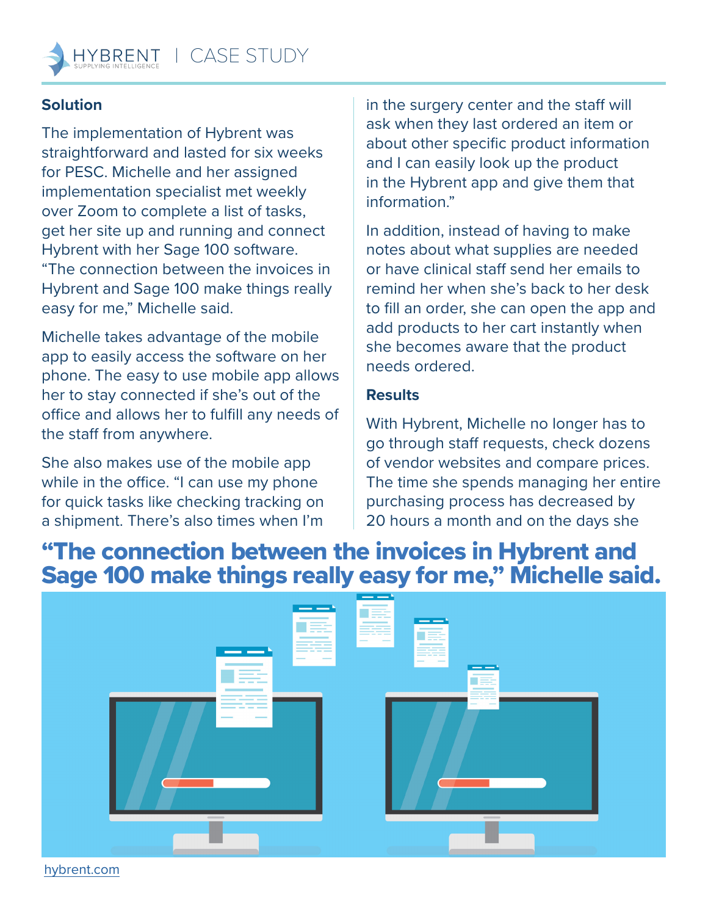## Solution

The implementation of Hybrent was straightforward and lasted for six weeks for PESC. Michelle and her assigned implementation specialist met weekly over Zoom to complete a list of tasks, get her site up and running and connect Hybrent with her Sage 100 software. "The connection between the invoices in Hybrent and Sage 100 make things really easy for me," Michelle said.

Michelle takes advantage of the mobile app to easily access the software on her phone. The easy to use mobile app allows her to stay connected if she's out of the office and allows her to fulfill any needs of the staff from anywhere.

She also makes use of the mobile app while in the office. "I can use my phone for quick tasks like checking tracking on a shipment. There's also times when I'm in the surgery center and the staff will ask when they last ordered an item or about other specific product information and I can easily look up the product in the Hybrent app and give them that information."

In addition, instead of having to make notes about what supplies are needed or have clinical staff send her emails to remind her when she's back to her desk to fill an order, she can open the app and add products to her cart instantly when she becomes aware that the product needs ordered.

## Results

With Hybrent, Michelle no longer has to go through staff requests, check dozens of vendor websites and compare prices. The time she spends managing her entire purchasing process has decreased by 20 hours a month and on the days she

**"The connection between the invoices in Hybrent and Sage 100 make things really easy for me," Michelle said.**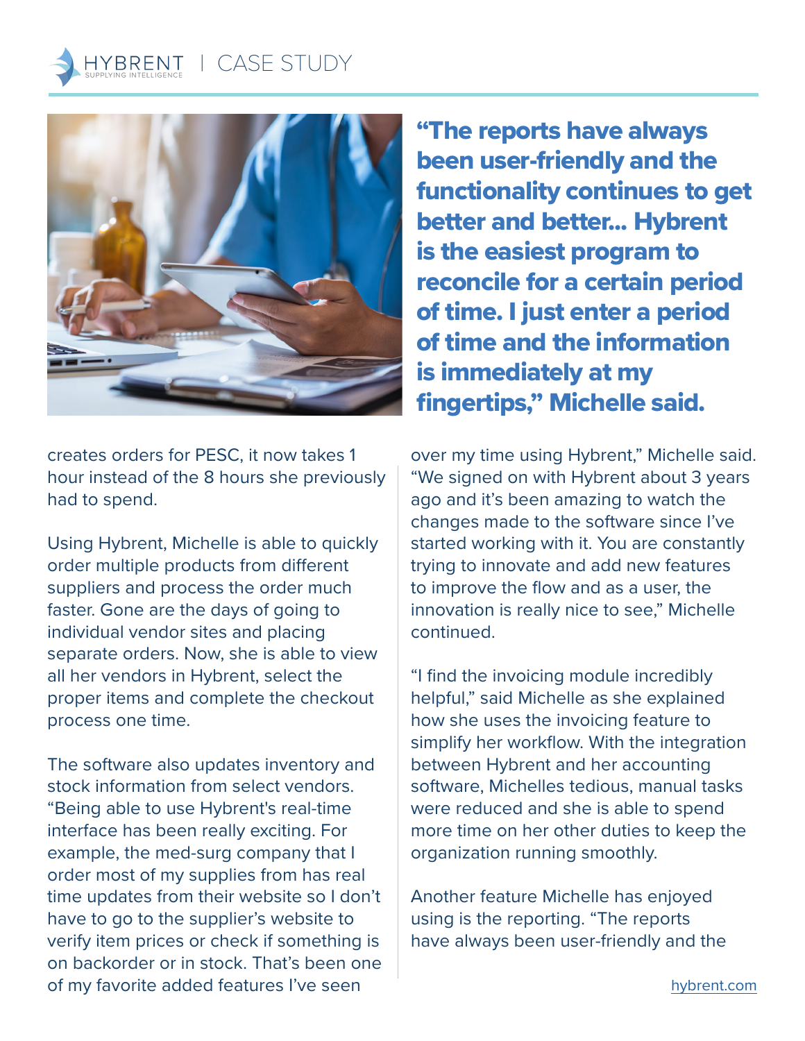**"The reports have always been user-friendly and the functionality continues to get better and better... Hybrent is the easiest program to reconcile for a certain period of time. I just enter a period of time and the information is immediately at my fingertips," Michelle said.**

creates orders for PESC, it now takes 1 hour instead of the 8 hours she previously had to spend.

Using Hybrent, Michelle is able to quickly order multiple products from different suppliers and process the order much faster. Gone are the days of going to individual vendor sites and placing separate orders. Now, she is able to view all her vendors in Hybrent, select the proper items and complete the checkout process one time.

The software also updates inventory and stock information from select vendors. "Being able to use Hybrent's real-time interface has been really exciting. For example, the med-surg company that I order most of my supplies from has real time updates from their website so I don't have to go to the supplier's website to verify item prices or check if something is on backorder or in stock. That's been one of my favorite added features I've seen over my time using Hybrent," Michelle said. "We signed on with Hybrent about 3 years ago and it's been amazing to watch the changes made to the software since I've started working with it. You are constantly trying to innovate and add new features to improve the flow and as a user, the innovation is really nice to see," Michelle continued.

"I find the invoicing module incredibly helpful," said Michelle as she explained how she uses the invoicing feature to simplify her workflow. With the integration between Hybrent and her accounting software, Michelles tedious, manual tasks were reduced and she is able to spend more time on her other duties to keep the organization running smoothly.

Another feature Michelle has enjoyed using is the reporting. "The reports have always been user-friendly and the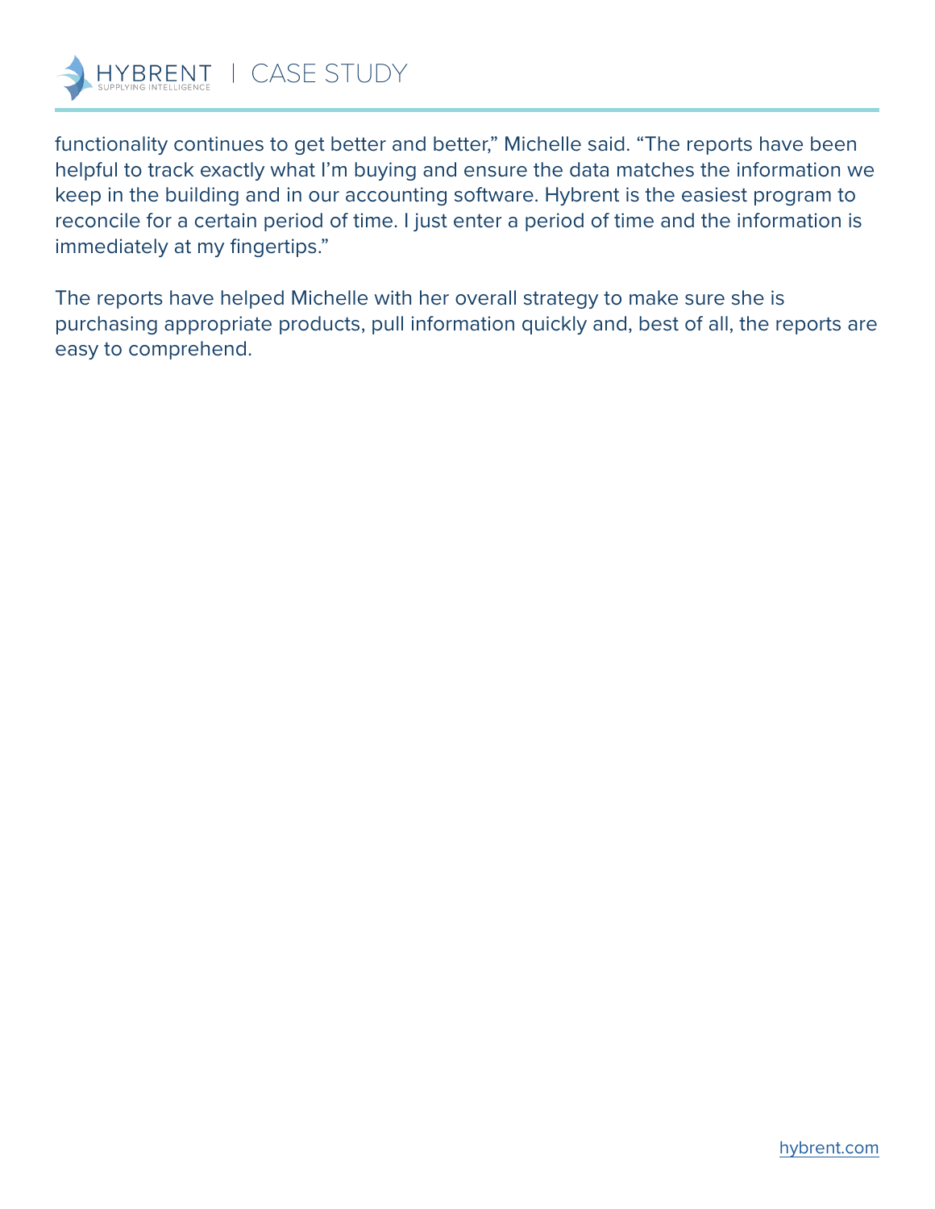functionality continues to get better and better," Michelle said. "The reports have been helpful to track exactly what I'm buying and ensure the data matches the information we keep in the building and in our accounting software. Hybrent is the easiest program to reconcile for a certain period of time. I just enter a period of time and the information is immediately at my fingertips."

The reports have helped Michelle with her overall strategy to make sure she is purchasing appropriate products, pull information quickly and, best of all, the reports are easy to comprehend.